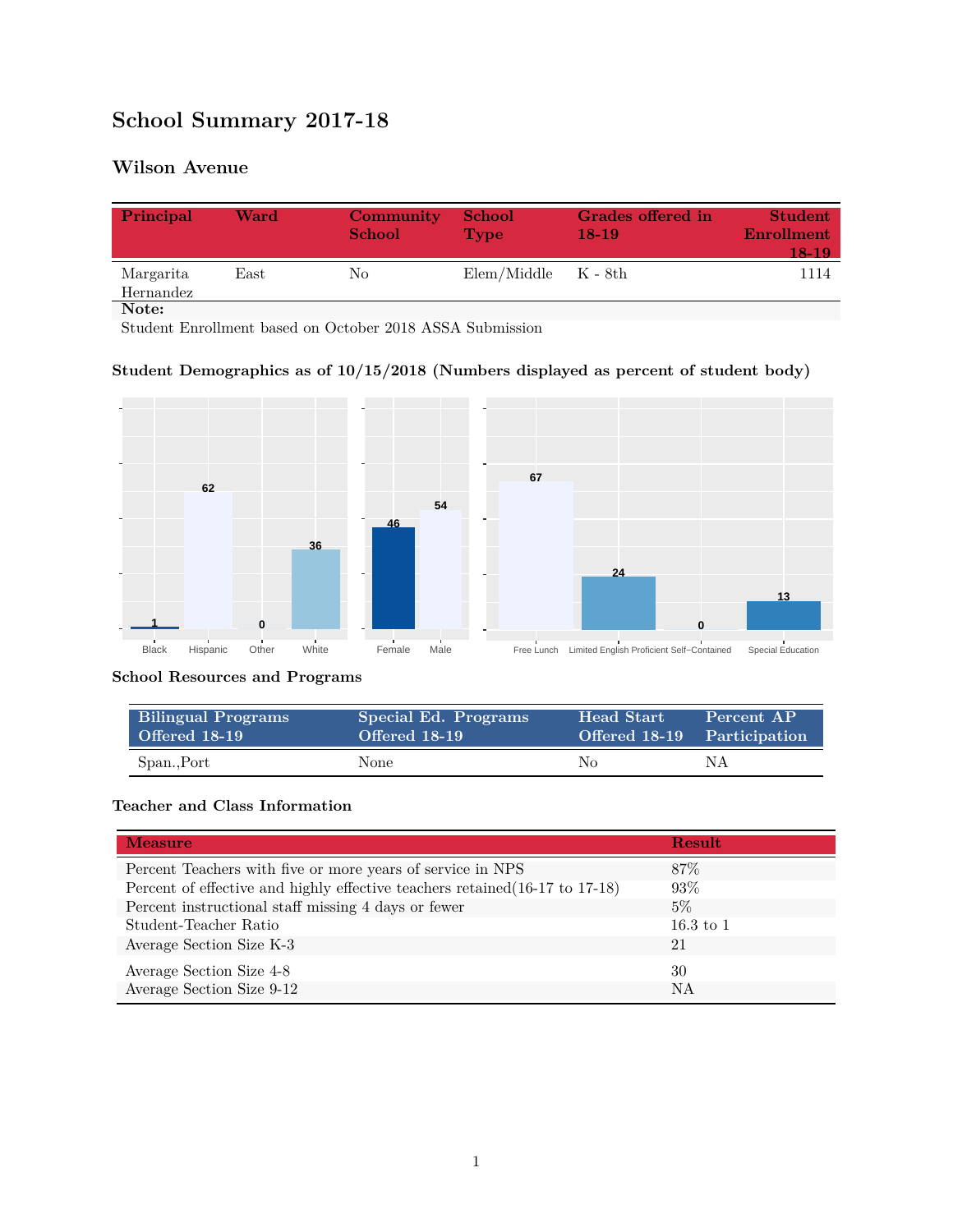# School Summary 2017-18

## Wilson Avenue

| Principal | Ward | Community School | School Type | Grades offered in 18-19 | Student Enrollment 18-19 |
|---|---|---|---|---|---|
| Margarita Hernandez | East | No | Elem/Middle | K - 8th | 1114 |

**Note:**

Student Enrollment based on October 2018 ASSA Submission

### Student Demographics as of 10/15/2018 (Numbers displayed as percent of student body)

| Black | Hispanic | Other | White |
|---|---|---|---|
| 1 | 62 | 0 | 36 |

| Female | Male |
|---|---|
| 46 | 54 |

| Free Lunch | Limited English Proficient | Self-Contained | Special Education |
|---|---|---|---|
| 67 | 24 | 0 | 13 |

### School Resources and Programs

| Bilingual Programs Offered 18-19 | Special Ed. Programs Offered 18-19 | Head Start Offered 18-19 | Percent AP Participation |
|---|---|---|---|
| Span.,Port | None | No | NA |

### Teacher and Class Information

| Measure | Result |
|---|---|
| Percent Teachers with five or more years of service in NPS | 87% |
| Percent of effective and highly effective teachers retained(16-17 to 17-18) | 93% |
| Percent instructional staff missing 4 days or fewer | 5% |
| Student-Teacher Ratio | 16.3 to 1 |
| Average Section Size K-3 | 21 |
| Average Section Size 4-8 | 30 |
| Average Section Size 9-12 | NA |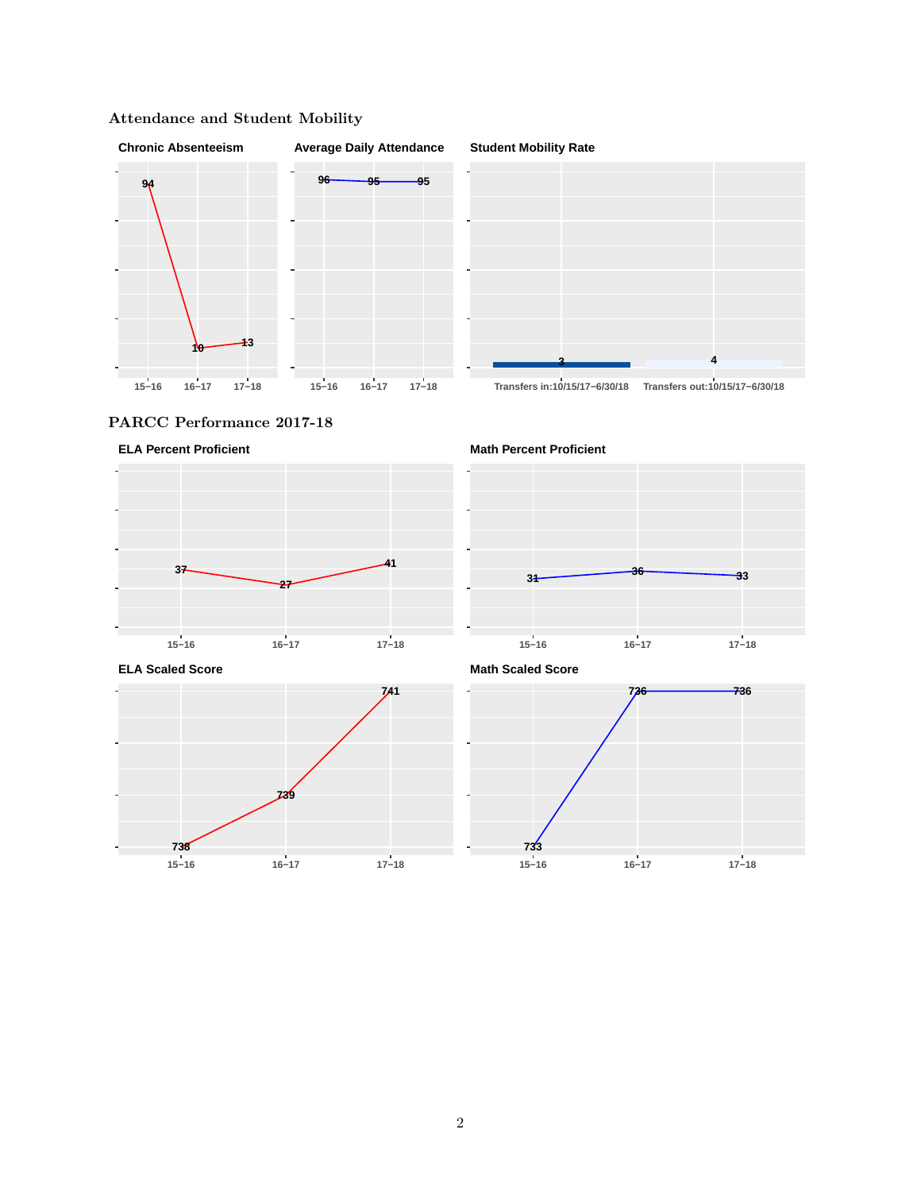## Attendance and Student Mobility

**Chronic Absenteeism**

94
10
13

15–16
16–17
17–18

**Average Daily Attendance**

96
95
95

15–16
16–17
17–18

**Student Mobility Rate**

3
4

Transfers in:10/15/17–6/30/18
Transfers out:10/15/17–6/30/18

## PARCC Performance 2017-18

**ELA Percent Proficient**

37
27
41

15–16
16–17
17–18

**Math Percent Proficient**

31
36
33

15–16
16–17
17–18

**ELA Scaled Score**

738
739
741

15–16
16–17
17–18

**Math Scaled Score**

733
736
736

15–16
16–17
17–18